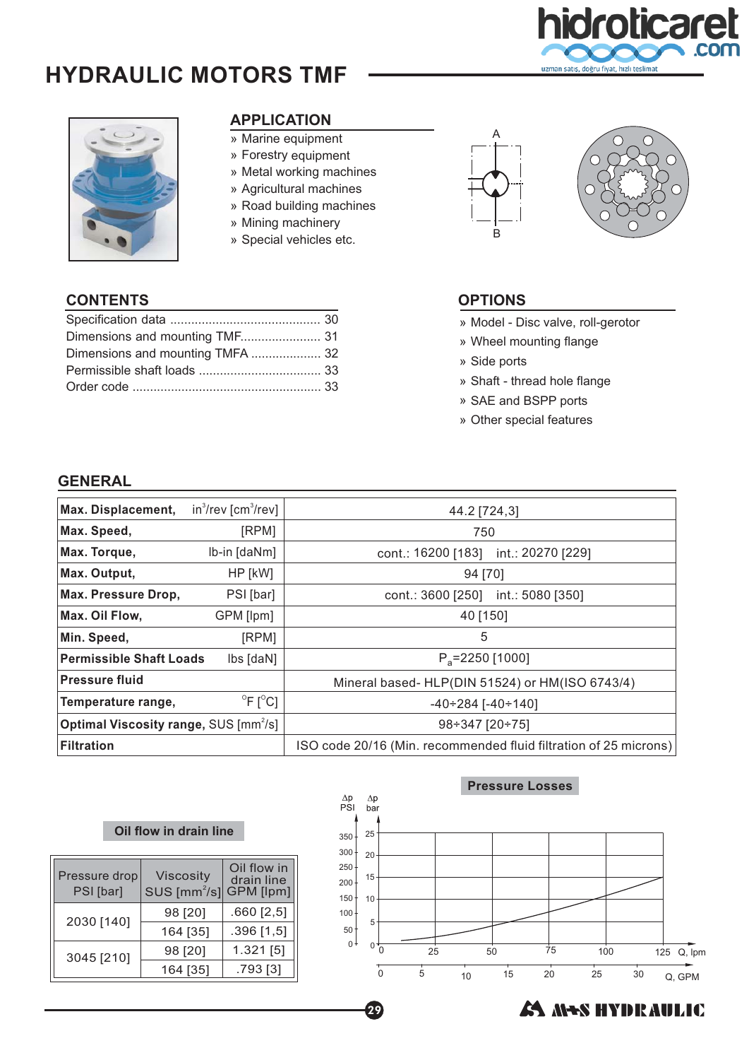# HYDRAULIC MOTORS TMF

## APPLICATION

» Marine equipment
» Forestry equipment
» Metal working machines
» Agricultural machines
» Road building machines
» Mining machinery
» Special vehicles etc.

## CONTENTS

Specification data ........................................... 30
Dimensions and mounting TMF....................... 31
Dimensions and mounting TMFA .................... 32
Permissible shaft loads .................................. 33
Order code ..................................................... 33

## OPTIONS

» Model - Disc valve, roll-gerotor
» Wheel mounting flange
» Side ports
» Shaft - thread hole flange
» SAE and BSPP ports
» Other special features

## GENERAL

| | |
|---|---|
| **Max. Displacement,** in³/rev [cm³/rev] | 44.2 [724,3] |
| **Max. Speed,** [RPM] | 750 |
| **Max. Torque,** lb-in [daNm] | cont.: 16200 [183] int.: 20270 [229] |
| **Max. Output,** HP [kW] | 94 [70] |
| **Max. Pressure Drop,** PSI [bar] | cont.: 3600 [250] int.: 5080 [350] |
| **Max. Oil Flow,** GPM [lpm] | 40 [150] |
| **Min. Speed,** [RPM] | 5 |
| **Permissible Shaft Loads** lbs [daN] | $P_a$=2250 [1000] |
| **Pressure fluid** | Mineral based- HLP(DIN 51524) or HM(ISO 6743/4) |
| **Temperature range,** °F [°C] | -40÷284 [-40÷140] |
| **Optimal Viscosity range,** SUS [mm²/s] | 98÷347 [20÷75] |
| **Filtration** | ISO code 20/16 (Min. recommended fluid filtration of 25 microns) |

**Oil flow in drain line**

| Pressure drop PSI [bar] | Viscosity SUS [mm²/s] | Oil flow in drain line GPM [lpm] |
|---|---|---|
| 2030 [140] | 98 [20] | .660 [2,5] |
| | 164 [35] | .396 [1,5] |
| 3045 [210] | 98 [20] | 1.321 [5] |
| | 164 [35] | .793 [3] |

**Pressure Losses**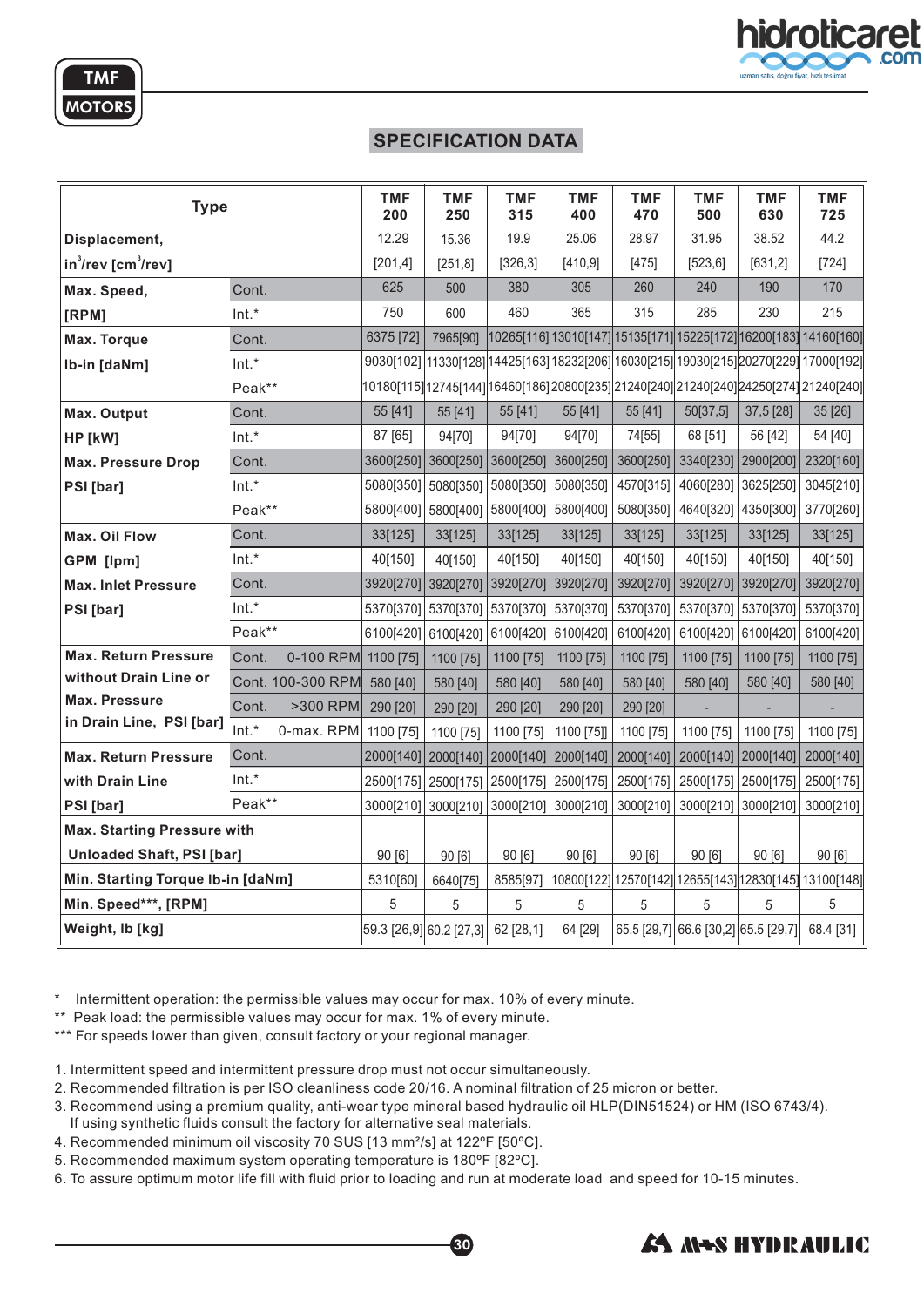## SPECIFICATION DATA

| Type | | TMF 200 | TMF 250 | TMF 315 | TMF 400 | TMF 470 | TMF 500 | TMF 630 | TMF 725 |
|---|---|---|---|---|---|---|---|---|---|
| Displacement, in$^3$/rev [cm$^3$/rev] | | 12.29 [201,4] | 15.36 [251,8] | 19.9 [326,3] | 25.06 [410,9] | 28.97 [475] | 31.95 [523,6] | 38.52 [631,2] | 44.2 [724] |
| Max. Speed, [RPM] | Cont. | 625 | 500 | 380 | 305 | 260 | 240 | 190 | 170 |
| | Int.* | 750 | 600 | 460 | 365 | 315 | 285 | 230 | 215 |
| Max. Torque lb-in [daNm] | Cont. | 6375 [72] | 7965[90] | 10265[116] | 13010[147] | 15135[171] | 15225[172] | 16200[183] | 14160[160] |
| | Int.* | 9030[102] | 11330[128] | 14425[163] | 18232[206] | 16030[215] | 19030[215] | 20270[229] | 17000[192] |
| | Peak** | 10180[115] | 12745[144] | 16460[186] | 20800[235] | 21240[240] | 21240[240] | 24250[274] | 21240[240] |
| Max. Output HP [kW] | Cont. | 55 [41] | 55 [41] | 55 [41] | 55 [41] | 55 [41] | 50[37,5] | 37,5 [28] | 35 [26] |
| | Int.* | 87 [65] | 94[70] | 94[70] | 94[70] | 74[55] | 68 [51] | 56 [42] | 54 [40] |
| Max. Pressure Drop PSI [bar] | Cont. | 3600[250] | 3600[250] | 3600[250] | 3600[250] | 3600[250] | 3340[230] | 2900[200] | 2320[160] |
| | Int.* | 5080[350] | 5080[350] | 5080[350] | 5080[350] | 4570[315] | 4060[280] | 3625[250] | 3045[210] |
| | Peak** | 5800[400] | 5800[400] | 5800[400] | 5800[400] | 5080[350] | 4640[320] | 4350[300] | 3770[260] |
| Max. Oil Flow GPM [lpm] | Cont. | 33[125] | 33[125] | 33[125] | 33[125] | 33[125] | 33[125] | 33[125] | 33[125] |
| | Int.* | 40[150] | 40[150] | 40[150] | 40[150] | 40[150] | 40[150] | 40[150] | 40[150] |
| Max. Inlet Pressure PSI [bar] | Cont. | 3920[270] | 3920[270] | 3920[270] | 3920[270] | 3920[270] | 3920[270] | 3920[270] | 3920[270] |
| | Int.* | 5370[370] | 5370[370] | 5370[370] | 5370[370] | 5370[370] | 5370[370] | 5370[370] | 5370[370] |
| | Peak** | 6100[420] | 6100[420] | 6100[420] | 6100[420] | 6100[420] | 6100[420] | 6100[420] | 6100[420] |
| Max. Return Pressure without Drain Line or Max. Pressure in Drain Line, PSI [bar] | Cont. 0-100 RPM | 1100 [75] | 1100 [75] | 1100 [75] | 1100 [75] | 1100 [75] | 1100 [75] | 1100 [75] | 1100 [75] |
| | Cont. 100-300 RPM | 580 [40] | 580 [40] | 580 [40] | 580 [40] | 580 [40] | 580 [40] | 580 [40] | 580 [40] |
| | Cont. >300 RPM | 290 [20] | 290 [20] | 290 [20] | 290 [20] | 290 [20] | - | - | - |
| | Int.* 0-max. RPM | 1100 [75] | 1100 [75] | 1100 [75] | 1100 [75]] | 1100 [75] | 1100 [75] | 1100 [75] | 1100 [75] |
| Max. Return Pressure with Drain Line PSI [bar] | Cont. | 2000[140] | 2000[140] | 2000[140] | 2000[140] | 2000[140] | 2000[140] | 2000[140] | 2000[140] |
| | Int.* | 2500[175] | 2500[175] | 2500[175] | 2500[175] | 2500[175] | 2500[175] | 2500[175] | 2500[175] |
| | Peak** | 3000[210] | 3000[210] | 3000[210] | 3000[210] | 3000[210] | 3000[210] | 3000[210] | 3000[210] |
| Max. Starting Pressure with Unloaded Shaft, PSI [bar] | | 90 [6] | 90 [6] | 90 [6] | 90 [6] | 90 [6] | 90 [6] | 90 [6] | 90 [6] |
| Min. Starting Torque lb-in [daNm] | | 5310[60] | 6640[75] | 8585[97] | 10800[122] | 12570[142] | 12655[143] | 12830[145] | 13100[148] |
| Min. Speed***, [RPM] | | 5 | 5 | 5 | 5 | 5 | 5 | 5 | 5 |
| Weight, lb [kg] | | 59.3 [26,9] | 60.2 [27,3] | 62 [28,1] | 64 [29] | 65.5 [29,7] | 66.6 [30,2] | 65.5 [29,7] | 68.4 [31] |

\* Intermittent operation: the permissible values may occur for max. 10% of every minute.
\** Peak load: the permissible values may occur for max. 1% of every minute.
\*** For speeds lower than given, consult factory or your regional manager.

1. Intermittent speed and intermittent pressure drop must not occur simultaneously.
2. Recommended filtration is per ISO cleanliness code 20/16. A nominal filtration of 25 micron or better.
3. Recommend using a premium quality, anti-wear type mineral based hydraulic oil HLP(DIN51524) or HM (ISO 6743/4). If using synthetic fluids consult the factory for alternative seal materials.
4. Recommended minimum oil viscosity 70 SUS [13 mm²/s] at 122°F [50°C].
5. Recommended maximum system operating temperature is 180°F [82°C].
6. To assure optimum motor life fill with fluid prior to loading and run at moderate load and speed for 10-15 minutes.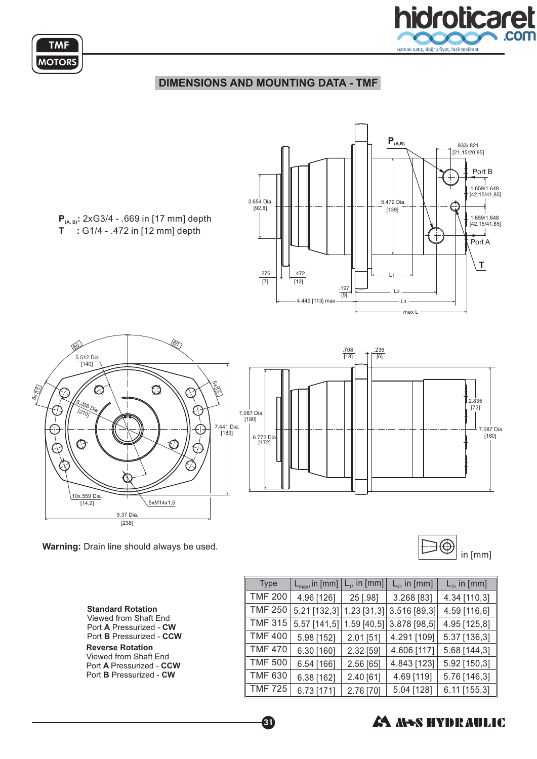# DIMENSIONS AND MOUNTING DATA - TMF

**P**$_{(A, B)}$: 2xG3/4 - .669 in [17 mm] depth
**T** : G1/4 - .472 in [12 mm] depth

**Warning:** Drain line should always be used.

in [mm]

**Standard Rotation**
Viewed from Shaft End
Port **A** Pressurized - **CW**
Port **B** Pressurized - **CCW**

**Reverse Rotation**
Viewed from Shaft End
Port **A** Pressurized - **CCW**
Port **B** Pressurized - **CW**

| Type | $L_{max}$, in [mm] | $L_1$, in [mm] | $L_2$, in [mm] | $L_3$, in [mm] |
|---|---|---|---|---|
| TMF 200 | 4.96 [126] | 25 [.98] | 3.268 [83] | 4.34 [110,3] |
| TMF 250 | 5.21 [132,3] | 1.23 [31,3] | 3.516 [89,3] | 4.59 [116,6] |
| TMF 315 | 5.57 [141,5] | 1.59 [40,5] | 3.878 [98,5] | 4.95 [125,8] |
| TMF 400 | 5.98 [152] | 2.01 [51] | 4.291 [109] | 5.37 [136,3] |
| TMF 470 | 6.30 [160] | 2.32 [59] | 4.606 [117] | 5.68 [144,3] |
| TMF 500 | 6.54 [166] | 2.56 [65] | 4.843 [123] | 5.92 [150,3] |
| TMF 630 | 6.38 [162] | 2.40 [61] | 4.69 [119] | 5.76 [146,3] |
| TMF 725 | 6.73 [171] | 2.76 [70] | 5.04 [128] | 6.11 [155,3] |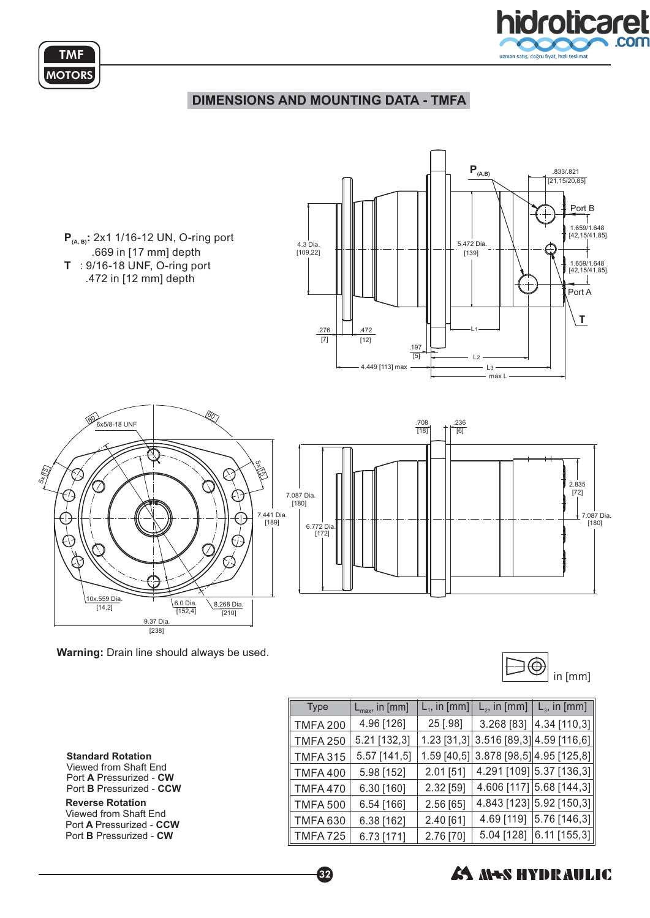# DIMENSIONS AND MOUNTING DATA - TMFA

$P_{(A, B)}$: 2x1 1/16-12 UN, O-ring port .669 in [17 mm] depth

**T** : 9/16-18 UNF, O-ring port .472 in [12 mm] depth

**Warning:** Drain line should always be used.

in [mm]

| Type | $L_{max}$, in [mm] | $L_1$, in [mm] | $L_2$, in [mm] | $L_3$, in [mm] |
|---|---|---|---|---|
| TMFA 200 | 4.96 [126] | 25 [.98] | 3.268 [83] | 4.34 [110,3] |
| TMFA 250 | 5.21 [132,3] | 1.23 [31,3] | 3.516 [89,3] | 4.59 [116,6] |
| TMFA 315 | 5.57 [141,5] | 1.59 [40,5] | 3.878 [98,5] | 4.95 [125,8] |
| TMFA 400 | 5.98 [152] | 2.01 [51] | 4.291 [109] | 5.37 [136,3] |
| TMFA 470 | 6.30 [160] | 2.32 [59] | 4.606 [117] | 5.68 [144,3] |
| TMFA 500 | 6.54 [166] | 2.56 [65] | 4.843 [123] | 5.92 [150,3] |
| TMFA 630 | 6.38 [162] | 2.40 [61] | 4.69 [119] | 5.76 [146,3] |
| TMFA 725 | 6.73 [171] | 2.76 [70] | 5.04 [128] | 6.11 [155,3] |

**Standard Rotation**
Viewed from Shaft End
Port **A** Pressurized - **CW**
Port **B** Pressurized - **CCW**

**Reverse Rotation**
Viewed from Shaft End
Port **A** Pressurized - **CCW**
Port **B** Pressurized - **CW**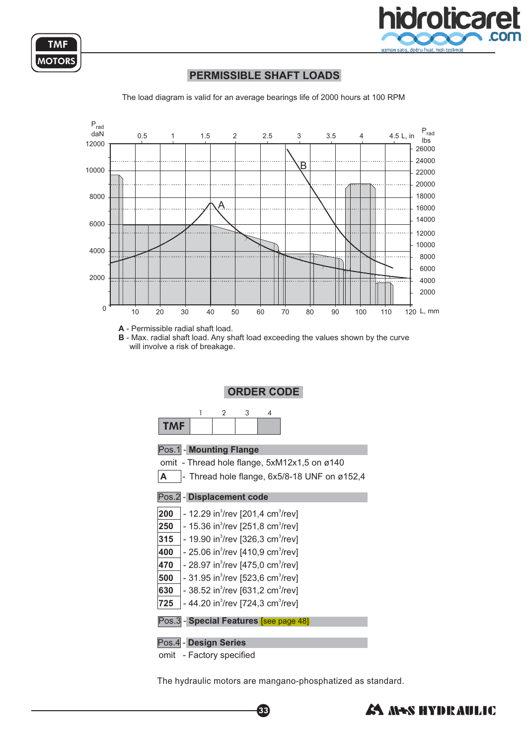## PERMISSIBLE SHAFT LOADS

The load diagram is valid for an average bearings life of 2000 hours at 100 RPM

$P_{rad}$ daN

12000
10000
8000
6000
4000
2000
0

0.5 1 1.5 2 2.5 3 3.5 4 4.5 L, in

$P_{rad}$ lbs

26000
24000
22000
20000
18000
16000
14000
12000
10000
8000
6000
4000
2000

10 20 30 40 50 60 70 80 90 100 110 120 L, mm

A

B

**A** - Permissible radial shaft load.

**B** - Max. radial shaft load. Any shaft load exceeding the values shown by the curve will involve a risk of breakage.

## ORDER CODE

| | 1 | 2 | 3 | 4 |
|---|---|---|---|---|
| **TMF** | | | | |

**Pos.1 - Mounting Flange**

omit - Thread hole flange, 5xM12x1,5 on ø140

**A** - Thread hole flange, 6x5/8-18 UNF on ø152,4

**Pos.2 - Displacement code**

**200** - 12.29 $in^3$/rev [201,4 $cm^3$/rev]

**250** - 15.36 $in^3$/rev [251,8 $cm^3$/rev]

**315** - 19.90 $in^3$/rev [326,3 $cm^3$/rev]

**400** - 25.06 $in^3$/rev [410,9 $cm^3$/rev]

**470** - 28.97 $in^3$/rev [475,0 $cm^3$/rev]

**500** - 31.95 $in^3$/rev [523,6 $cm^3$/rev]

**630** - 38.52 $in^3$/rev [631,2 $cm^3$/rev]

**725** - 44.20 $in^3$/rev [724,3 $cm^3$/rev]

**Pos.3 - Special Features** [see page 48]

**Pos.4 - Design Series**

omit - Factory specified

The hydraulic motors are mangano-phosphatized as standard.